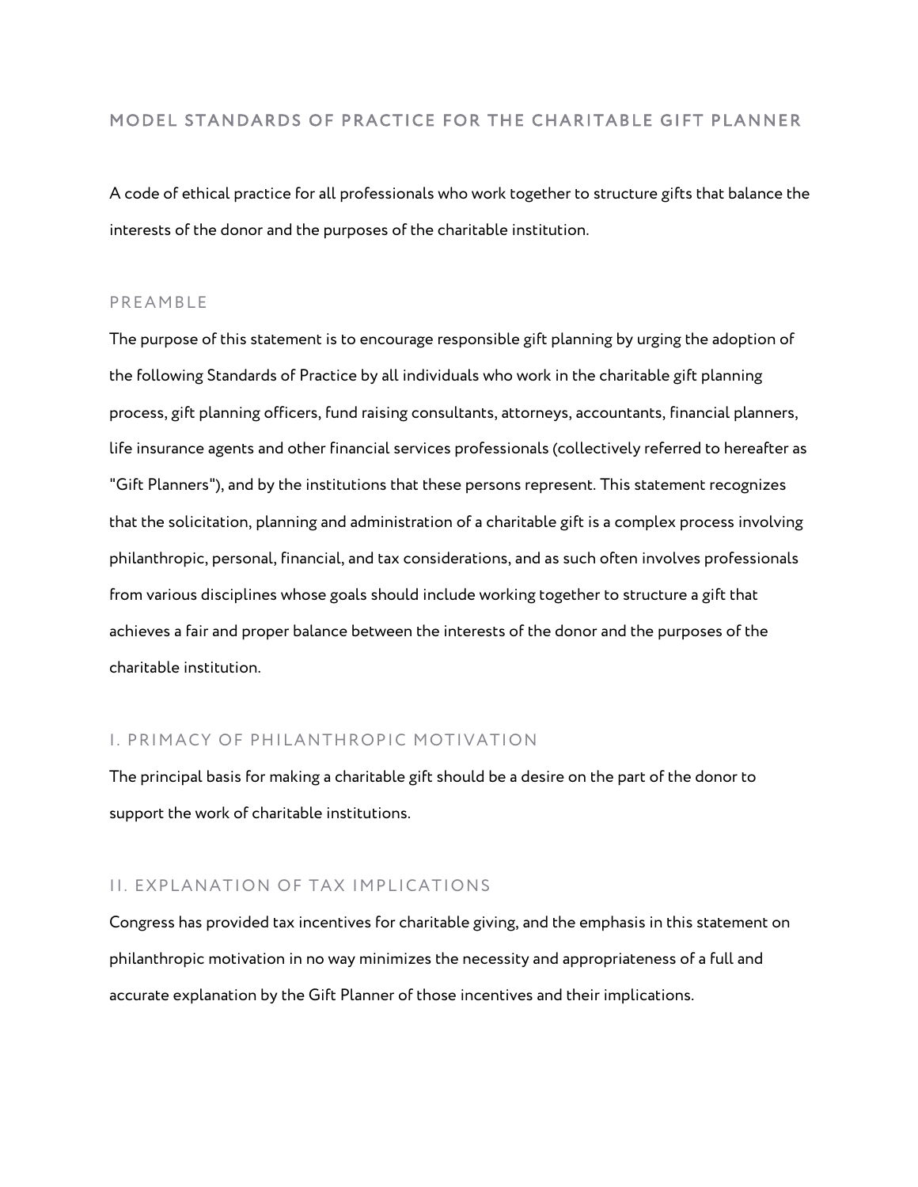# MODEL STANDARDS OF PRACTICE FOR THE CHARITABLE GIFT PLANNER

A code of ethical practice for all professionals who work together to structure gifts that balance the interests of the donor and the purposes of the charitable institution.

## PREAMBLE

The purpose of this statement is to encourage responsible gift planning by urging the adoption of the following Standards of Practice by all individuals who work in the charitable gift planning process, gift planning officers, fund raising consultants, attorneys, accountants, financial planners, life insurance agents and other financial services professionals (collectively referred to hereafter as "Gift Planners"), and by the institutions that these persons represent. This statement recognizes that the solicitation, planning and administration of a charitable gift is a complex process involving philanthropic, personal, financial, and tax considerations, and as such often involves professionals from various disciplines whose goals should include working together to structure a gift that achieves a fair and proper balance between the interests of the donor and the purposes of the charitable institution.

## I. PRIMACY OF PHILANTHROPIC MOTIVATION

The principal basis for making a charitable gift should be a desire on the part of the donor to support the work of charitable institutions.

## II. EXPLANATION OF TAX IMPLICATIONS

Congress has provided tax incentives for charitable giving, and the emphasis in this statement on philanthropic motivation in no way minimizes the necessity and appropriateness of a full and accurate explanation by the Gift Planner of those incentives and their implications.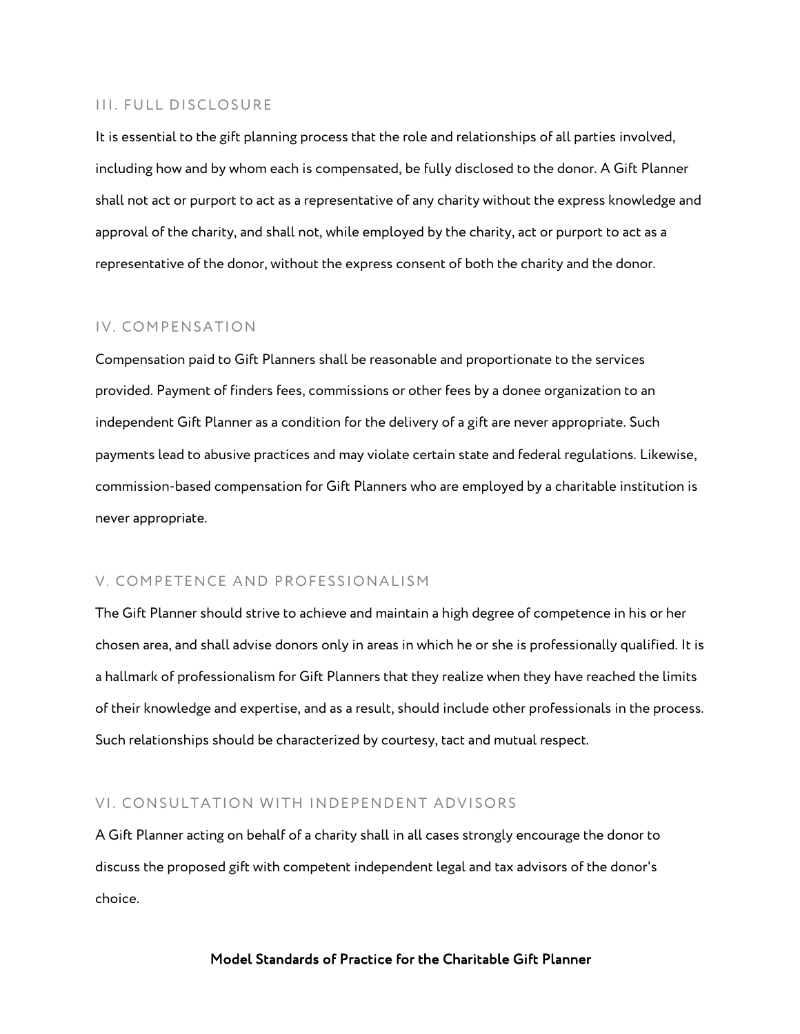## III. FULL DISCLOSURE

It is essential to the gift planning process that the role and relationships of all parties involved, including how and by whom each is compensated, be fully disclosed to the donor. A Gift Planner shall not act or purport to act as a representative of any charity without the express knowledge and approval of the charity, and shall not, while employed by the charity, act or purport to act as a representative of the donor, without the express consent of both the charity and the donor.

## IV. COMPENSATION

Compensation paid to Gift Planners shall be reasonable and proportionate to the services provided. Payment of finders fees, commissions or other fees by a donee organization to an independent Gift Planner as a condition for the delivery of a gift are never appropriate. Such payments lead to abusive practices and may violate certain state and federal regulations. Likewise, commission-based compensation for Gift Planners who are employed by a charitable institution is never appropriate.

## V. COMPETENCE AND PROFESSIONALISM

The Gift Planner should strive to achieve and maintain a high degree of competence in his or her chosen area, and shall advise donors only in areas in which he or she is professionally qualified. It is a hallmark of professionalism for Gift Planners that they realize when they have reached the limits of their knowledge and expertise, and as a result, should include other professionals in the process. Such relationships should be characterized by courtesy, tact and mutual respect.

## VI. CONSULTATION WITH INDEPENDENT ADVISORS

A Gift Planner acting on behalf of a charity shall in all cases strongly encourage the donor to discuss the proposed gift with competent independent legal and tax advisors of the donor's choice.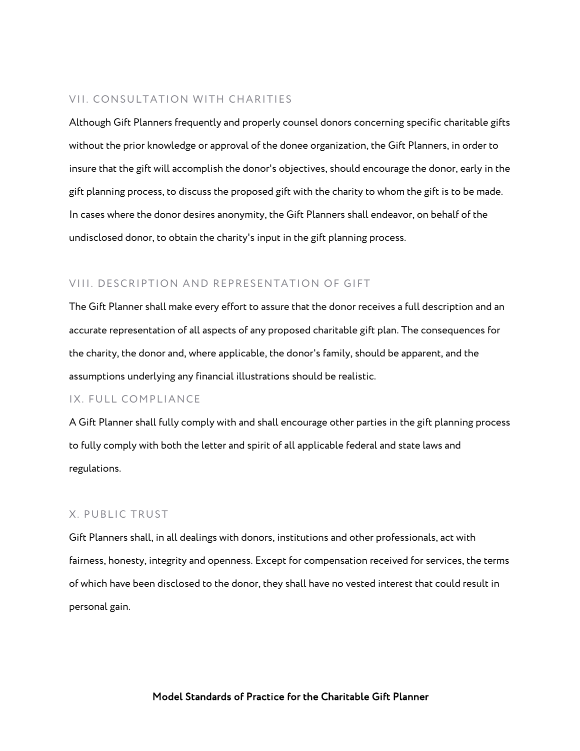## VII. CONSULTATION WITH CHARITIES

Although Gift Planners frequently and properly counsel donors concerning specific charitable gifts without the prior knowledge or approval of the donee organization, the Gift Planners, in order to insure that the gift will accomplish the donor's objectives, should encourage the donor, early in the gift planning process, to discuss the proposed gift with the charity to whom the gift is to be made. In cases where the donor desires anonymity, the Gift Planners shall endeavor, on behalf of the undisclosed donor, to obtain the charity's input in the gift planning process.

## VIII. DESCRIPTION AND REPRESENTATION OF GIFT

The Gift Planner shall make every effort to assure that the donor receives a full description and an accurate representation of all aspects of any proposed charitable gift plan. The consequences for the charity, the donor and, where applicable, the donor's family, should be apparent, and the assumptions underlying any financial illustrations should be realistic.

## IX. FULL COMPLIANCE

A Gift Planner shall fully comply with and shall encourage other parties in the gift planning process to fully comply with both the letter and spirit of all applicable federal and state laws and regulations.

## X. PUBLIC TRUST

Gift Planners shall, in all dealings with donors, institutions and other professionals, act with fairness, honesty, integrity and openness. Except for compensation received for services, the terms of which have been disclosed to the donor, they shall have no vested interest that could result in personal gain.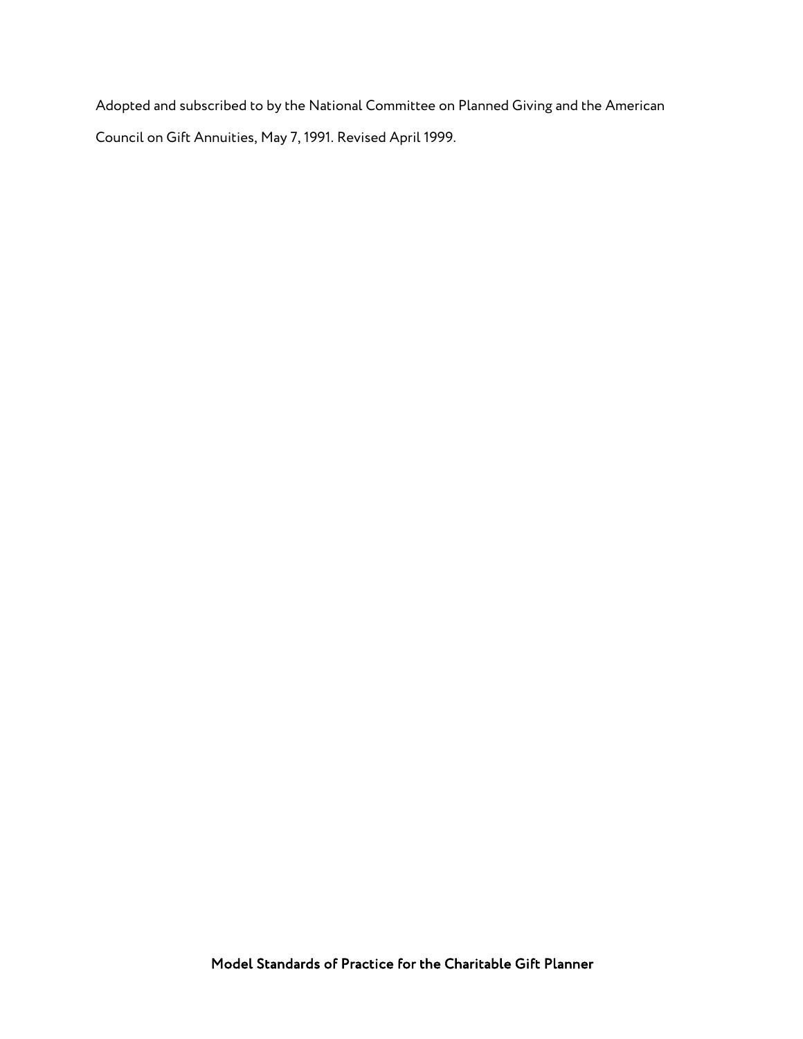Adopted and subscribed to by the National Committee on Planned Giving and the American Council on Gift Annuities, May 7, 1991. Revised April 1999.